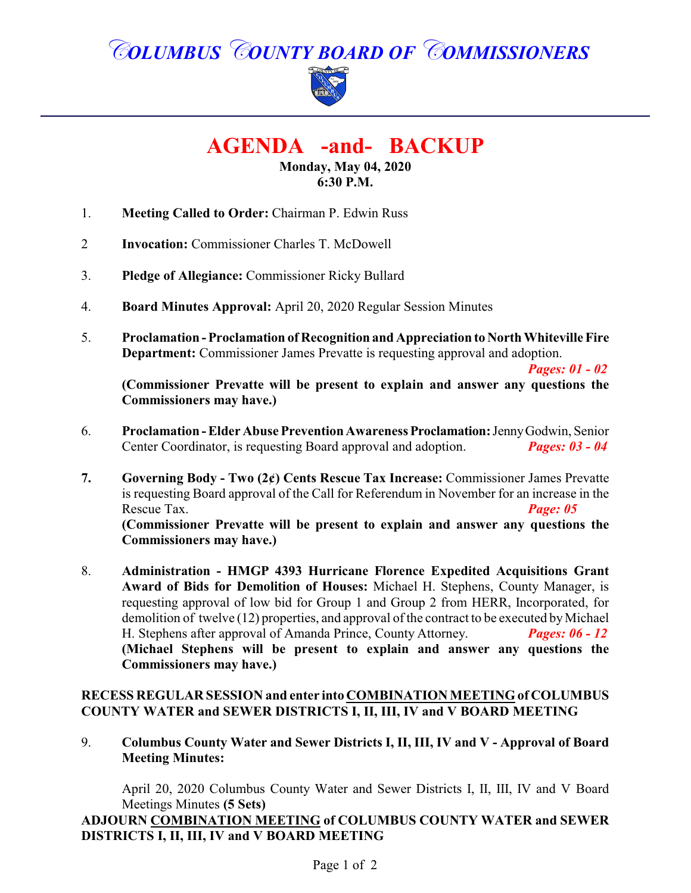# COLUMBUS COUNTY BOARD OF COMMISSIONERS

## AGENDA -and- BACKUP

**Monday, May 04, 2020**
**6:30 P.M.**

1. **Meeting Called to Order:** Chairman P. Edwin Russ

2. **Invocation:** Commissioner Charles T. McDowell

3. **Pledge of Allegiance:** Commissioner Ricky Bullard

4. **Board Minutes Approval:** April 20, 2020 Regular Session Minutes

5. **Proclamation - Proclamation of Recognition and Appreciation to North Whiteville Fire Department:** Commissioner James Prevatte is requesting approval and adoption. ***Pages: 01 - 02***
**(Commissioner Prevatte will be present to explain and answer any questions the Commissioners may have.)**

6. **Proclamation - Elder Abuse Prevention Awareness Proclamation:** Jenny Godwin, Senior Center Coordinator, is requesting Board approval and adoption. ***Pages: 03 - 04***

7. **Governing Body - Two (2¢) Cents Rescue Tax Increase:** Commissioner James Prevatte is requesting Board approval of the Call for Referendum in November for an increase in the Rescue Tax. ***Page: 05***
**(Commissioner Prevatte will be present to explain and answer any questions the Commissioners may have.)**

8. **Administration - HMGP 4393 Hurricane Florence Expedited Acquisitions Grant Award of Bids for Demolition of Houses:** Michael H. Stephens, County Manager, is requesting approval of low bid for Group 1 and Group 2 from HERR, Incorporated, for demolition of twelve (12) properties, and approval of the contract to be executed by Michael H. Stephens after approval of Amanda Prince, County Attorney. ***Pages: 06 - 12***
**(Michael Stephens will be present to explain and answer any questions the Commissioners may have.)**

**RECESS REGULAR SESSION and enter into COMBINATION MEETING of COLUMBUS COUNTY WATER and SEWER DISTRICTS I, II, III, IV and V BOARD MEETING**

9. **Columbus County Water and Sewer Districts I, II, III, IV and V - Approval of Board Meeting Minutes:**

   April 20, 2020 Columbus County Water and Sewer Districts I, II, III, IV and V Board Meetings Minutes **(5 Sets)**

**ADJOURN COMBINATION MEETING of COLUMBUS COUNTY WATER and SEWER DISTRICTS I, II, III, IV and V BOARD MEETING**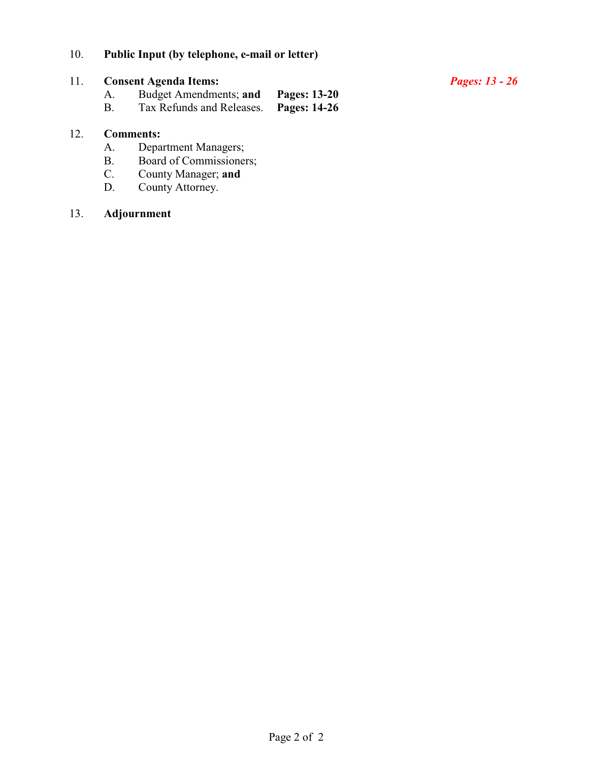10. **Public Input (by telephone, e-mail or letter)**

11. **Consent Agenda Items:** ***Pages: 13 - 26***
    - A. Budget Amendments; **and** **Pages: 13-20**
    - B. Tax Refunds and Releases. **Pages: 14-26**

12. **Comments:**
    - A. Department Managers;
    - B. Board of Commissioners;
    - C. County Manager; **and**
    - D. County Attorney.

13. **Adjournment**